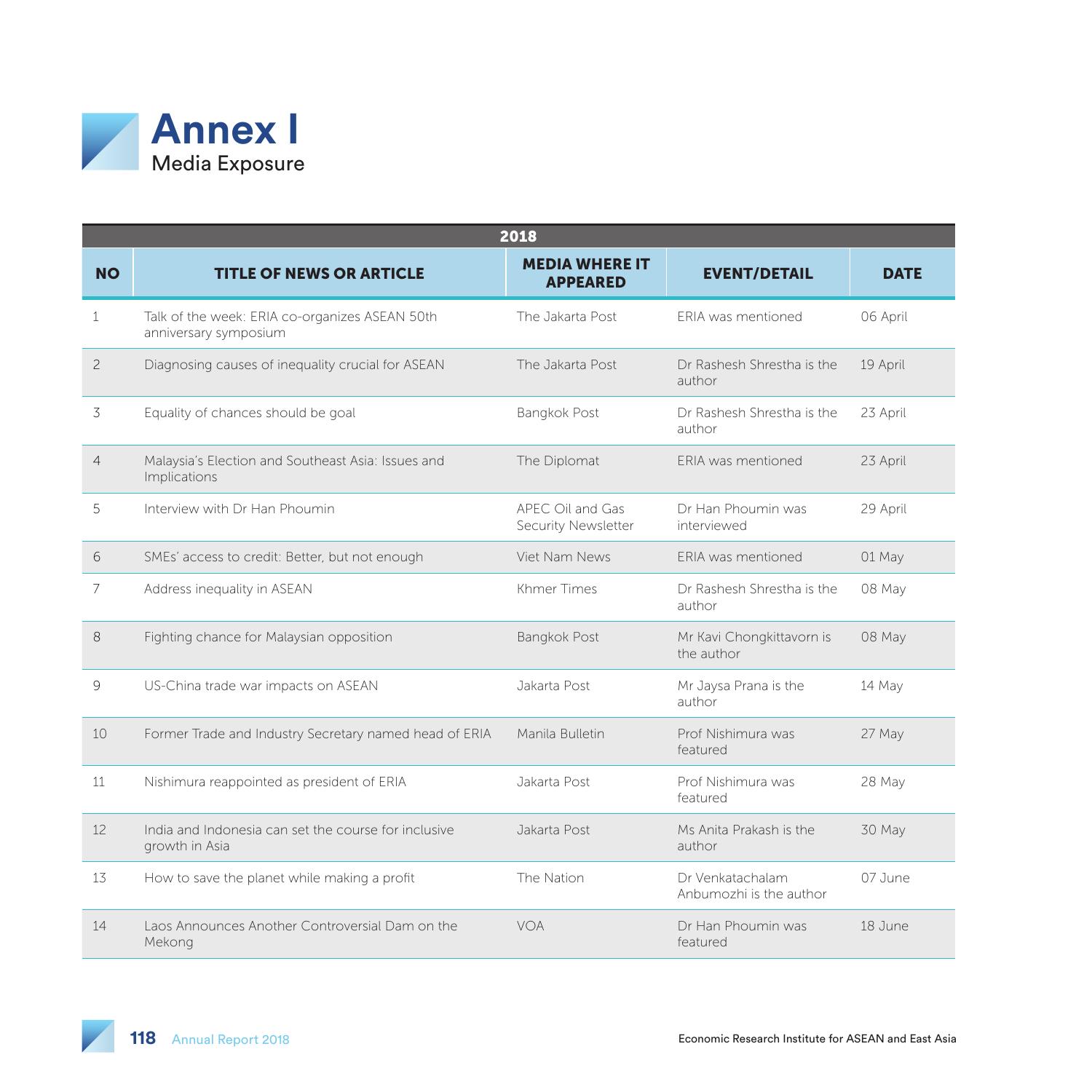# Annex I

## Media Exposure

| 2018 | | | | |
|---|---|---|---|---|
| NO | TITLE OF NEWS OR ARTICLE | MEDIA WHERE IT APPEARED | EVENT/DETAIL | DATE |
| 1 | Talk of the week: ERIA co-organizes ASEAN 50th anniversary symposium | The Jakarta Post | ERIA was mentioned | 06 April |
| 2 | Diagnosing causes of inequality crucial for ASEAN | The Jakarta Post | Dr Rashesh Shrestha is the author | 19 April |
| 3 | Equality of chances should be goal | Bangkok Post | Dr Rashesh Shrestha is the author | 23 April |
| 4 | Malaysia's Election and Southeast Asia: Issues and Implications | The Diplomat | ERIA was mentioned | 23 April |
| 5 | Interview with Dr Han Phoumin | APEC Oil and Gas Security Newsletter | Dr Han Phoumin was interviewed | 29 April |
| 6 | SMEs' access to credit: Better, but not enough | Viet Nam News | ERIA was mentioned | 01 May |
| 7 | Address inequality in ASEAN | Khmer Times | Dr Rashesh Shrestha is the author | 08 May |
| 8 | Fighting chance for Malaysian opposition | Bangkok Post | Mr Kavi Chongkittavorn is the author | 08 May |
| 9 | US-China trade war impacts on ASEAN | Jakarta Post | Mr Jaysa Prana is the author | 14 May |
| 10 | Former Trade and Industry Secretary named head of ERIA | Manila Bulletin | Prof Nishimura was featured | 27 May |
| 11 | Nishimura reappointed as president of ERIA | Jakarta Post | Prof Nishimura was featured | 28 May |
| 12 | India and Indonesia can set the course for inclusive growth in Asia | Jakarta Post | Ms Anita Prakash is the author | 30 May |
| 13 | How to save the planet while making a profit | The Nation | Dr Venkatachalam Anbumozhi is the author | 07 June |
| 14 | Laos Announces Another Controversial Dam on the Mekong | VOA | Dr Han Phoumin was featured | 18 June |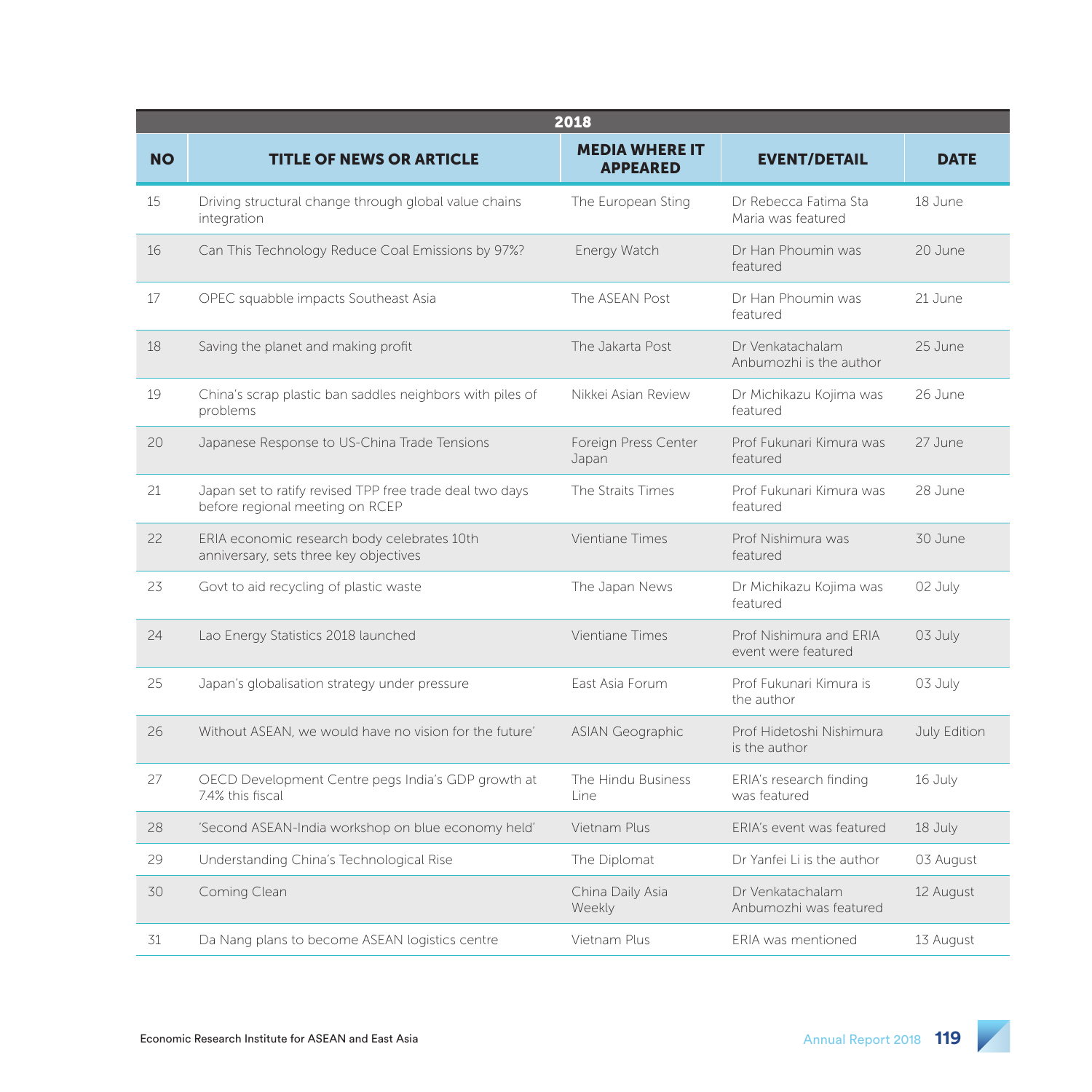| 2018 | | | | |
|---|---|---|---|---|
| **NO** | **TITLE OF NEWS OR ARTICLE** | **MEDIA WHERE IT APPEARED** | **EVENT/DETAIL** | **DATE** |
| 15 | Driving structural change through global value chains integration | The European Sting | Dr Rebecca Fatima Sta Maria was featured | 18 June |
| 16 | Can This Technology Reduce Coal Emissions by 97%? | Energy Watch | Dr Han Phoumin was featured | 20 June |
| 17 | OPEC squabble impacts Southeast Asia | The ASEAN Post | Dr Han Phoumin was featured | 21 June |
| 18 | Saving the planet and making profit | The Jakarta Post | Dr Venkatachalam Anbumozhi is the author | 25 June |
| 19 | China's scrap plastic ban saddles neighbors with piles of problems | Nikkei Asian Review | Dr Michikazu Kojima was featured | 26 June |
| 20 | Japanese Response to US-China Trade Tensions | Foreign Press Center Japan | Prof Fukunari Kimura was featured | 27 June |
| 21 | Japan set to ratify revised TPP free trade deal two days before regional meeting on RCEP | The Straits Times | Prof Fukunari Kimura was featured | 28 June |
| 22 | ERIA economic research body celebrates 10th anniversary, sets three key objectives | Vientiane Times | Prof Nishimura was featured | 30 June |
| 23 | Govt to aid recycling of plastic waste | The Japan News | Dr Michikazu Kojima was featured | 02 July |
| 24 | Lao Energy Statistics 2018 launched | Vientiane Times | Prof Nishimura and ERIA event were featured | 03 July |
| 25 | Japan's globalisation strategy under pressure | East Asia Forum | Prof Fukunari Kimura is the author | 03 July |
| 26 | Without ASEAN, we would have no vision for the future' | ASIAN Geographic | Prof Hidetoshi Nishimura is the author | July Edition |
| 27 | OECD Development Centre pegs India's GDP growth at 7.4% this fiscal | The Hindu Business Line | ERIA's research finding was featured | 16 July |
| 28 | 'Second ASEAN-India workshop on blue economy held' | Vietnam Plus | ERIA's event was featured | 18 July |
| 29 | Understanding China's Technological Rise | The Diplomat | Dr Yanfei Li is the author | 03 August |
| 30 | Coming Clean | China Daily Asia Weekly | Dr Venkatachalam Anbumozhi was featured | 12 August |
| 31 | Da Nang plans to become ASEAN logistics centre | Vietnam Plus | ERIA was mentioned | 13 August |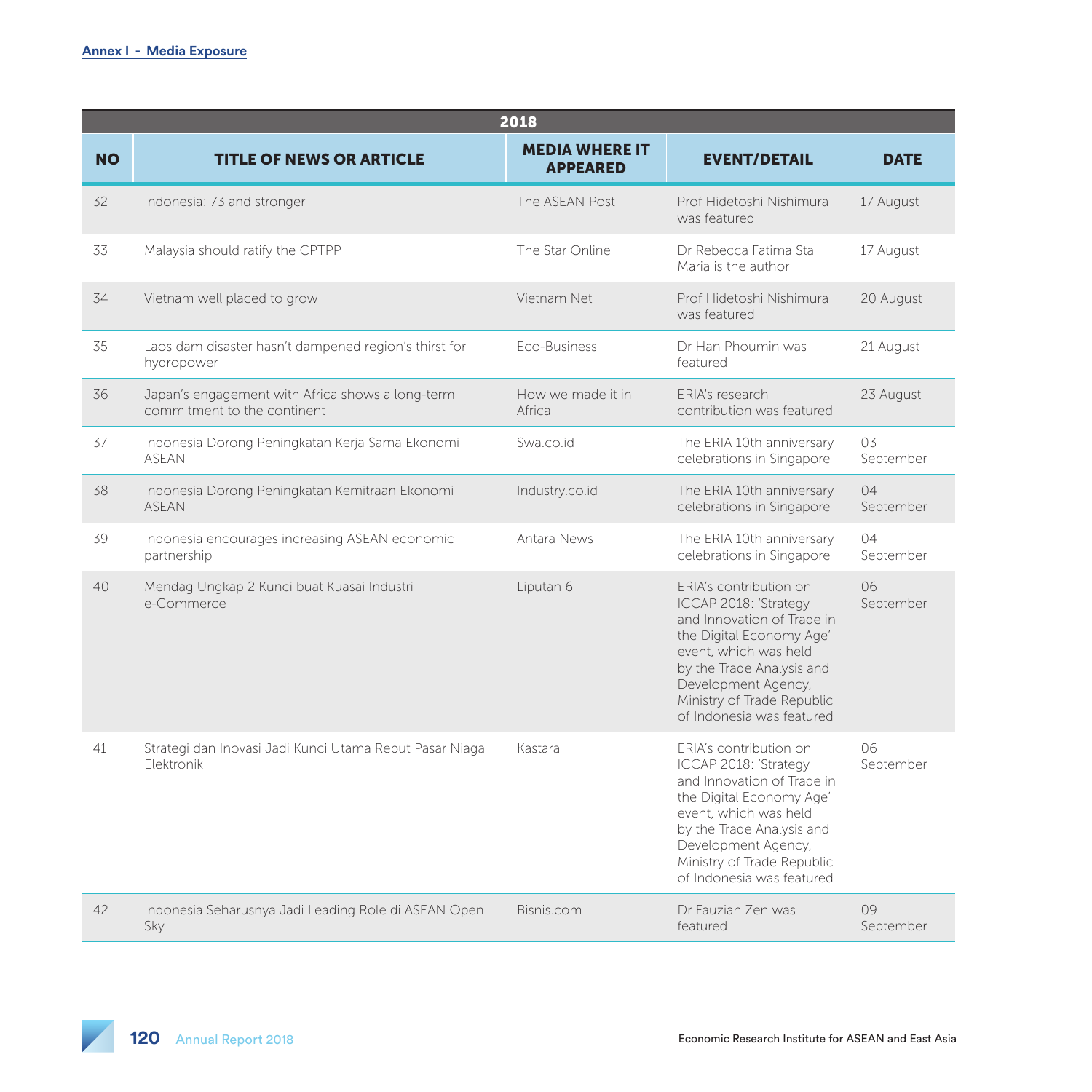**Annex I - Media Exposure**

| 2018 | | | | |
|---|---|---|---|---|
| **NO** | **TITLE OF NEWS OR ARTICLE** | **MEDIA WHERE IT APPEARED** | **EVENT/DETAIL** | **DATE** |
| 32 | Indonesia: 73 and stronger | The ASEAN Post | Prof Hidetoshi Nishimura was featured | 17 August |
| 33 | Malaysia should ratify the CPTPP | The Star Online | Dr Rebecca Fatima Sta Maria is the author | 17 August |
| 34 | Vietnam well placed to grow | Vietnam Net | Prof Hidetoshi Nishimura was featured | 20 August |
| 35 | Laos dam disaster hasn't dampened region's thirst for hydropower | Eco-Business | Dr Han Phoumin was featured | 21 August |
| 36 | Japan's engagement with Africa shows a long-term commitment to the continent | How we made it in Africa | ERIA's research contribution was featured | 23 August |
| 37 | Indonesia Dorong Peningkatan Kerja Sama Ekonomi ASEAN | Swa.co.id | The ERIA 10th anniversary celebrations in Singapore | 03 September |
| 38 | Indonesia Dorong Peningkatan Kemitraan Ekonomi ASEAN | Industry.co.id | The ERIA 10th anniversary celebrations in Singapore | 04 September |
| 39 | Indonesia encourages increasing ASEAN economic partnership | Antara News | The ERIA 10th anniversary celebrations in Singapore | 04 September |
| 40 | Mendag Ungkap 2 Kunci buat Kuasai Industri e-Commerce | Liputan 6 | ERIA's contribution on ICCAP 2018: 'Strategy and Innovation of Trade in the Digital Economy Age' event, which was held by the Trade Analysis and Development Agency, Ministry of Trade Republic of Indonesia was featured | 06 September |
| 41 | Strategi dan Inovasi Jadi Kunci Utama Rebut Pasar Niaga Elektronik | Kastara | ERIA's contribution on ICCAP 2018: 'Strategy and Innovation of Trade in the Digital Economy Age' event, which was held by the Trade Analysis and Development Agency, Ministry of Trade Republic of Indonesia was featured | 06 September |
| 42 | Indonesia Seharusnya Jadi Leading Role di ASEAN Open Sky | Bisnis.com | Dr Fauziah Zen was featured | 09 September |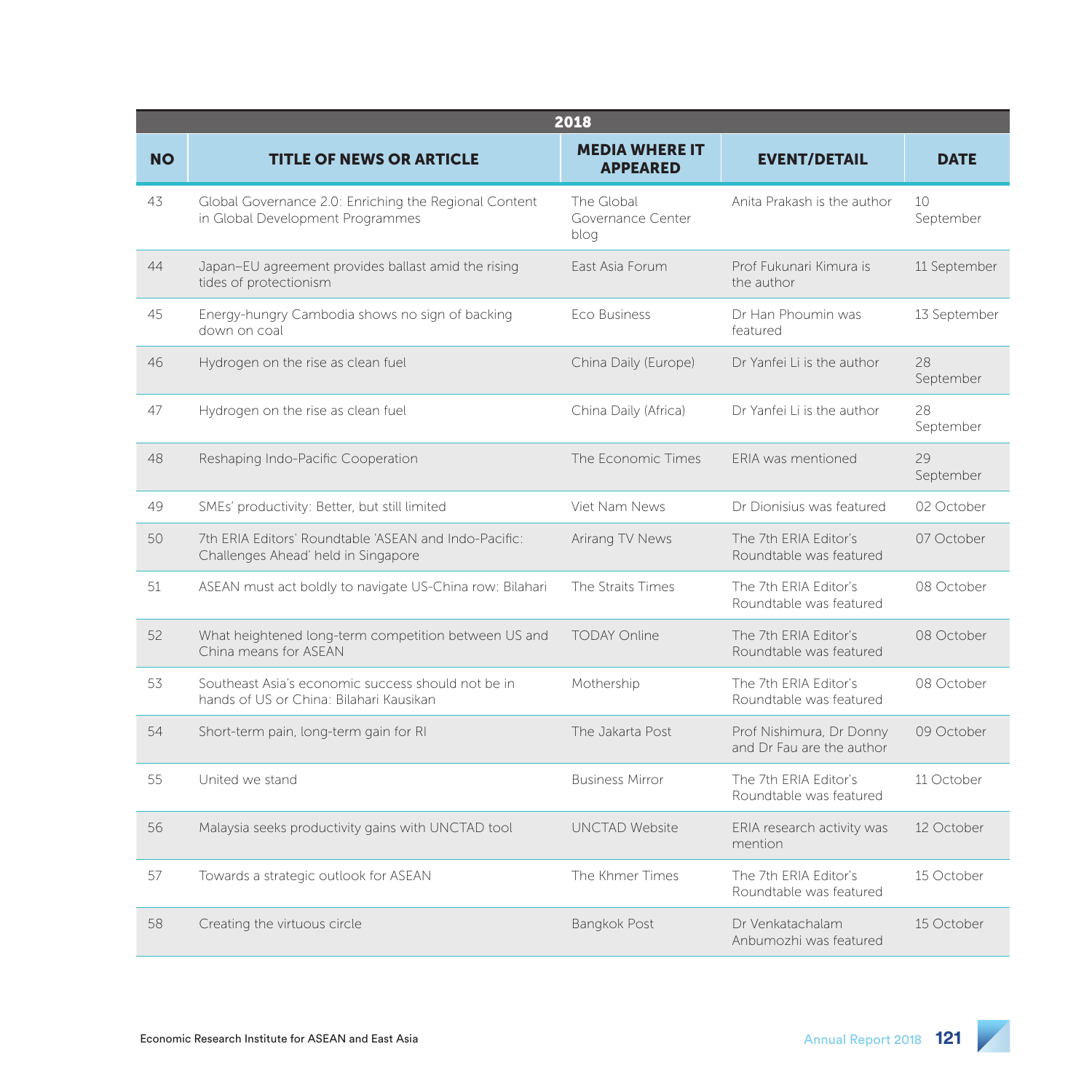| 2018 | | | | |
|---|---|---|---|---|
| **NO** | **TITLE OF NEWS OR ARTICLE** | **MEDIA WHERE IT APPEARED** | **EVENT/DETAIL** | **DATE** |
| 43 | Global Governance 2.0: Enriching the Regional Content in Global Development Programmes | The Global Governance Center blog | Anita Prakash is the author | 10 September |
| 44 | Japan–EU agreement provides ballast amid the rising tides of protectionism | East Asia Forum | Prof Fukunari Kimura is the author | 11 September |
| 45 | Energy-hungry Cambodia shows no sign of backing down on coal | Eco Business | Dr Han Phoumin was featured | 13 September |
| 46 | Hydrogen on the rise as clean fuel | China Daily (Europe) | Dr Yanfei Li is the author | 28 September |
| 47 | Hydrogen on the rise as clean fuel | China Daily (Africa) | Dr Yanfei Li is the author | 28 September |
| 48 | Reshaping Indo-Pacific Cooperation | The Economic Times | ERIA was mentioned | 29 September |
| 49 | SMEs' productivity: Better, but still limited | Viet Nam News | Dr Dionisius was featured | 02 October |
| 50 | 7th ERIA Editors' Roundtable 'ASEAN and Indo-Pacific: Challenges Ahead' held in Singapore | Arirang TV News | The 7th ERIA Editor's Roundtable was featured | 07 October |
| 51 | ASEAN must act boldly to navigate US-China row: Bilahari | The Straits Times | The 7th ERIA Editor's Roundtable was featured | 08 October |
| 52 | What heightened long-term competition between US and China means for ASEAN | TODAY Online | The 7th ERIA Editor's Roundtable was featured | 08 October |
| 53 | Southeast Asia's economic success should not be in hands of US or China: Bilahari Kausikan | Mothership | The 7th ERIA Editor's Roundtable was featured | 08 October |
| 54 | Short-term pain, long-term gain for RI | The Jakarta Post | Prof Nishimura, Dr Donny and Dr Fau are the author | 09 October |
| 55 | United we stand | Business Mirror | The 7th ERIA Editor's Roundtable was featured | 11 October |
| 56 | Malaysia seeks productivity gains with UNCTAD tool | UNCTAD Website | ERIA research activity was mention | 12 October |
| 57 | Towards a strategic outlook for ASEAN | The Khmer Times | The 7th ERIA Editor's Roundtable was featured | 15 October |
| 58 | Creating the virtuous circle | Bangkok Post | Dr Venkatachalam Anbumozhi was featured | 15 October |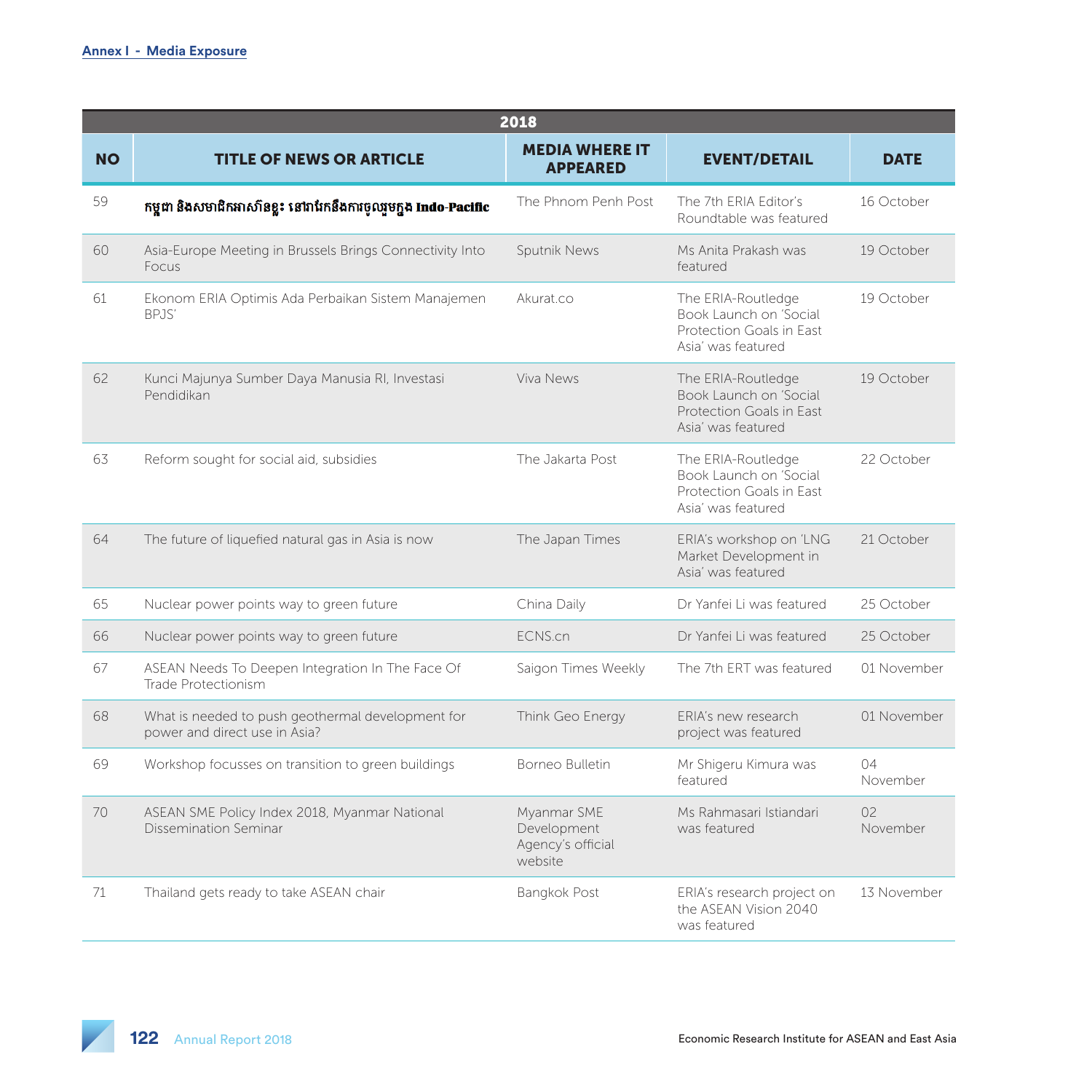**Annex I - Media Exposure**

| 2018 | | | | |
|---|---|---|---|---|
| **NO** | **TITLE OF NEWS OR ARTICLE** | **MEDIA WHERE IT APPEARED** | **EVENT/DETAIL** | **DATE** |
| 59 | កម្ពុជា និងសមាជិកអាស៊ានខ្លះ នៅរារែកនឹងការចូលរួមក្នុង Indo-Pacific | The Phnom Penh Post | The 7th ERIA Editor's Roundtable was featured | 16 October |
| 60 | Asia-Europe Meeting in Brussels Brings Connectivity Into Focus | Sputnik News | Ms Anita Prakash was featured | 19 October |
| 61 | Ekonom ERIA Optimis Ada Perbaikan Sistem Manajemen BPJS' | Akurat.co | The ERIA-Routledge Book Launch on 'Social Protection Goals in East Asia' was featured | 19 October |
| 62 | Kunci Majunya Sumber Daya Manusia RI, Investasi Pendidikan | Viva News | The ERIA-Routledge Book Launch on 'Social Protection Goals in East Asia' was featured | 19 October |
| 63 | Reform sought for social aid, subsidies | The Jakarta Post | The ERIA-Routledge Book Launch on 'Social Protection Goals in East Asia' was featured | 22 October |
| 64 | The future of liquefied natural gas in Asia is now | The Japan Times | ERIA's workshop on 'LNG Market Development in Asia' was featured | 21 October |
| 65 | Nuclear power points way to green future | China Daily | Dr Yanfei Li was featured | 25 October |
| 66 | Nuclear power points way to green future | ECNS.cn | Dr Yanfei Li was featured | 25 October |
| 67 | ASEAN Needs To Deepen Integration In The Face Of Trade Protectionism | Saigon Times Weekly | The 7th ERT was featured | 01 November |
| 68 | What is needed to push geothermal development for power and direct use in Asia? | Think Geo Energy | ERIA's new research project was featured | 01 November |
| 69 | Workshop focusses on transition to green buildings | Borneo Bulletin | Mr Shigeru Kimura was featured | 04 November |
| 70 | ASEAN SME Policy Index 2018, Myanmar National Dissemination Seminar | Myanmar SME Development Agency's official website | Ms Rahmasari Istiandari was featured | 02 November |
| 71 | Thailand gets ready to take ASEAN chair | Bangkok Post | ERIA's research project on the ASEAN Vision 2040 was featured | 13 November |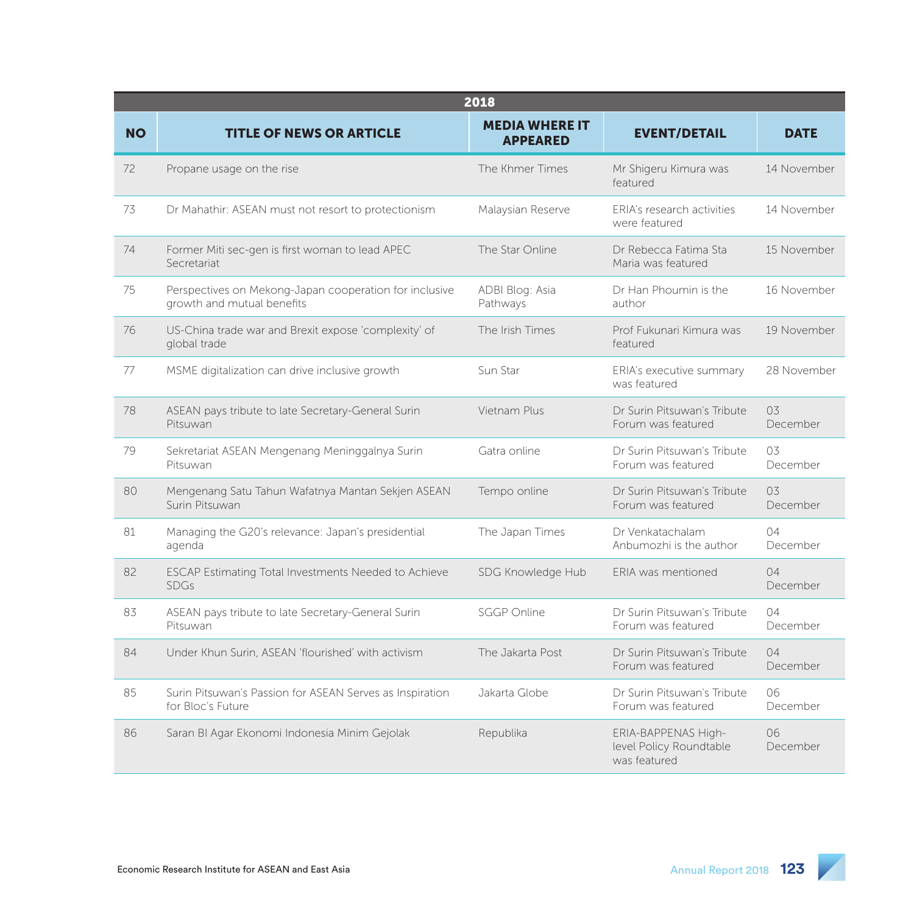| 2018 | | | | |
|---|---|---|---|---|
| **NO** | **TITLE OF NEWS OR ARTICLE** | **MEDIA WHERE IT APPEARED** | **EVENT/DETAIL** | **DATE** |
| 72 | Propane usage on the rise | The Khmer Times | Mr Shigeru Kimura was featured | 14 November |
| 73 | Dr Mahathir: ASEAN must not resort to protectionism | Malaysian Reserve | ERIA's research activities were featured | 14 November |
| 74 | Former Miti sec-gen is first woman to lead APEC Secretariat | The Star Online | Dr Rebecca Fatima Sta Maria was featured | 15 November |
| 75 | Perspectives on Mekong-Japan cooperation for inclusive growth and mutual benefits | ADBI Blog: Asia Pathways | Dr Han Phoumin is the author | 16 November |
| 76 | US-China trade war and Brexit expose 'complexity' of global trade | The Irish Times | Prof Fukunari Kimura was featured | 19 November |
| 77 | MSME digitalization can drive inclusive growth | Sun Star | ERIA's executive summary was featured | 28 November |
| 78 | ASEAN pays tribute to late Secretary-General Surin Pitsuwan | Vietnam Plus | Dr Surin Pitsuwan's Tribute Forum was featured | 03 December |
| 79 | Sekretariat ASEAN Mengenang Meninggalnya Surin Pitsuwan | Gatra online | Dr Surin Pitsuwan's Tribute Forum was featured | 03 December |
| 80 | Mengenang Satu Tahun Wafatnya Mantan Sekjen ASEAN Surin Pitsuwan | Tempo online | Dr Surin Pitsuwan's Tribute Forum was featured | 03 December |
| 81 | Managing the G20's relevance: Japan's presidential agenda | The Japan Times | Dr Venkatachalam Anbumozhi is the author | 04 December |
| 82 | ESCAP Estimating Total Investments Needed to Achieve SDGs | SDG Knowledge Hub | ERIA was mentioned | 04 December |
| 83 | ASEAN pays tribute to late Secretary-General Surin Pitsuwan | SGGP Online | Dr Surin Pitsuwan's Tribute Forum was featured | 04 December |
| 84 | Under Khun Surin, ASEAN 'flourished' with activism | The Jakarta Post | Dr Surin Pitsuwan's Tribute Forum was featured | 04 December |
| 85 | Surin Pitsuwan's Passion for ASEAN Serves as Inspiration for Bloc's Future | Jakarta Globe | Dr Surin Pitsuwan's Tribute Forum was featured | 06 December |
| 86 | Saran BI Agar Ekonomi Indonesia Minim Gejolak | Republika | ERIA-BAPPENAS High-level Policy Roundtable was featured | 06 December |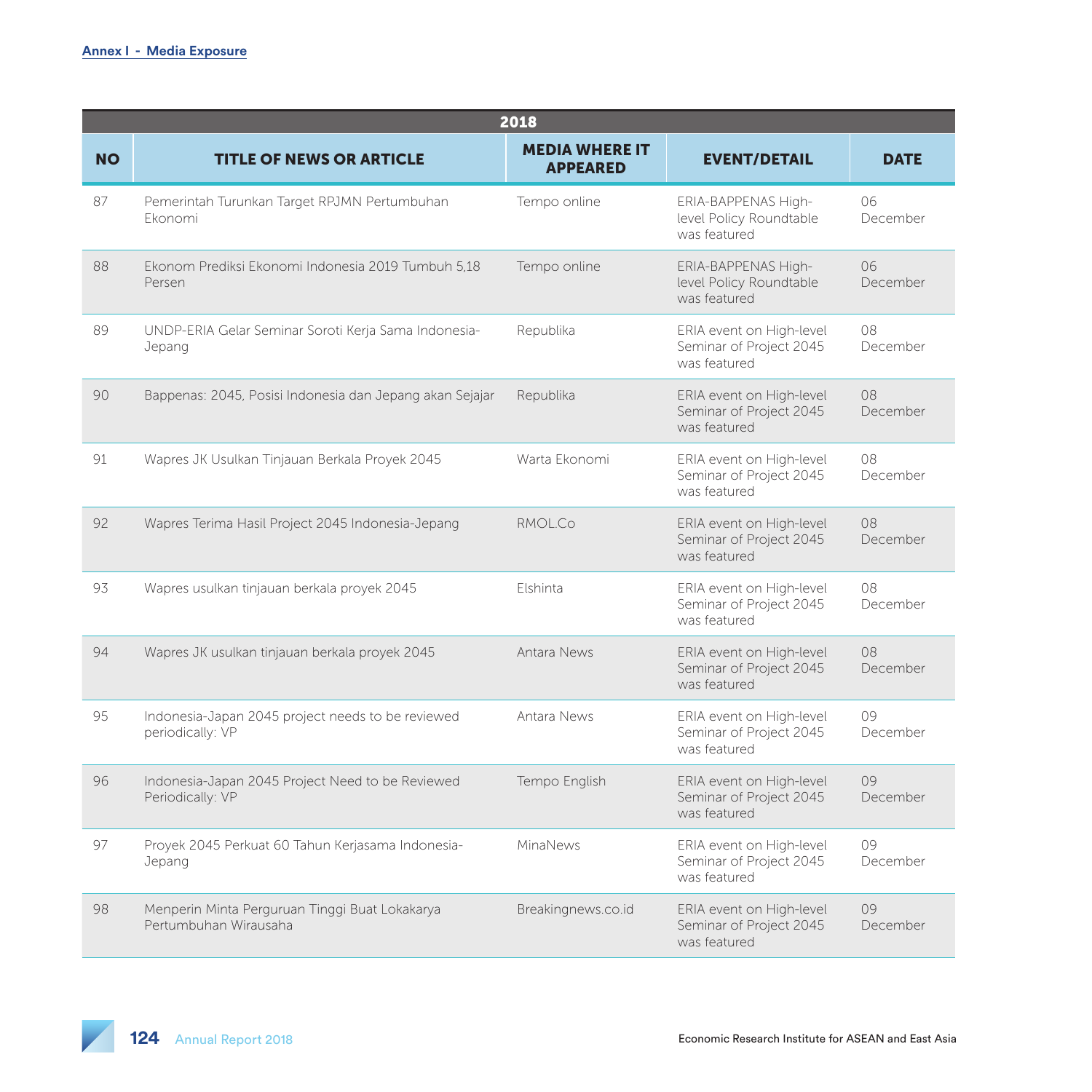**Annex I - Media Exposure**

| 2018 | | | | |
|---|---|---|---|---|
| **NO** | **TITLE OF NEWS OR ARTICLE** | **MEDIA WHERE IT APPEARED** | **EVENT/DETAIL** | **DATE** |
| 87 | Pemerintah Turunkan Target RPJMN Pertumbuhan Ekonomi | Tempo online | ERIA-BAPPENAS High-level Policy Roundtable was featured | 06 December |
| 88 | Ekonom Prediksi Ekonomi Indonesia 2019 Tumbuh 5,18 Persen | Tempo online | ERIA-BAPPENAS High-level Policy Roundtable was featured | 06 December |
| 89 | UNDP-ERIA Gelar Seminar Soroti Kerja Sama Indonesia-Jepang | Republika | ERIA event on High-level Seminar of Project 2045 was featured | 08 December |
| 90 | Bappenas: 2045, Posisi Indonesia dan Jepang akan Sejajar | Republika | ERIA event on High-level Seminar of Project 2045 was featured | 08 December |
| 91 | Wapres JK Usulkan Tinjauan Berkala Proyek 2045 | Warta Ekonomi | ERIA event on High-level Seminar of Project 2045 was featured | 08 December |
| 92 | Wapres Terima Hasil Project 2045 Indonesia-Jepang | RMOL.Co | ERIA event on High-level Seminar of Project 2045 was featured | 08 December |
| 93 | Wapres usulkan tinjauan berkala proyek 2045 | Elshinta | ERIA event on High-level Seminar of Project 2045 was featured | 08 December |
| 94 | Wapres JK usulkan tinjauan berkala proyek 2045 | Antara News | ERIA event on High-level Seminar of Project 2045 was featured | 08 December |
| 95 | Indonesia-Japan 2045 project needs to be reviewed periodically: VP | Antara News | ERIA event on High-level Seminar of Project 2045 was featured | 09 December |
| 96 | Indonesia-Japan 2045 Project Need to be Reviewed Periodically: VP | Tempo English | ERIA event on High-level Seminar of Project 2045 was featured | 09 December |
| 97 | Proyek 2045 Perkuat 60 Tahun Kerjasama Indonesia-Jepang | MinaNews | ERIA event on High-level Seminar of Project 2045 was featured | 09 December |
| 98 | Menperin Minta Perguruan Tinggi Buat Lokakarya Pertumbuhan Wirausaha | Breakingnews.co.id | ERIA event on High-level Seminar of Project 2045 was featured | 09 December |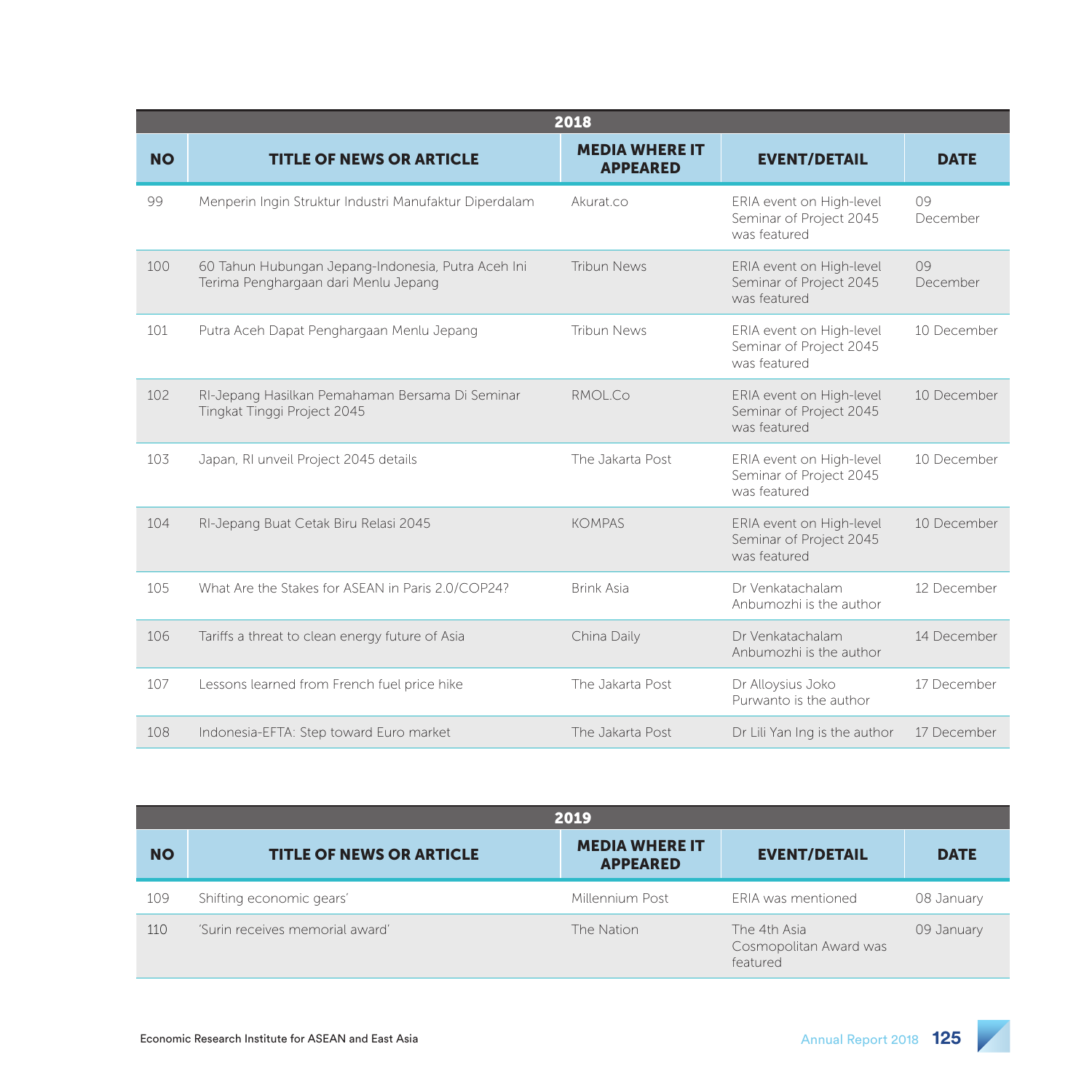| 2018 | | | | |
|---|---|---|---|---|
| **NO** | **TITLE OF NEWS OR ARTICLE** | **MEDIA WHERE IT APPEARED** | **EVENT/DETAIL** | **DATE** |
| 99 | Menperin Ingin Struktur Industri Manufaktur Diperdalam | Akurat.co | ERIA event on High-level Seminar of Project 2045 was featured | 09 December |
| 100 | 60 Tahun Hubungan Jepang-Indonesia, Putra Aceh Ini Terima Penghargaan dari Menlu Jepang | Tribun News | ERIA event on High-level Seminar of Project 2045 was featured | 09 December |
| 101 | Putra Aceh Dapat Penghargaan Menlu Jepang | Tribun News | ERIA event on High-level Seminar of Project 2045 was featured | 10 December |
| 102 | RI-Jepang Hasilkan Pemahaman Bersama Di Seminar Tingkat Tinggi Project 2045 | RMOL.Co | ERIA event on High-level Seminar of Project 2045 was featured | 10 December |
| 103 | Japan, RI unveil Project 2045 details | The Jakarta Post | ERIA event on High-level Seminar of Project 2045 was featured | 10 December |
| 104 | RI-Jepang Buat Cetak Biru Relasi 2045 | KOMPAS | ERIA event on High-level Seminar of Project 2045 was featured | 10 December |
| 105 | What Are the Stakes for ASEAN in Paris 2.0/COP24? | Brink Asia | Dr Venkatachalam Anbumozhi is the author | 12 December |
| 106 | Tariffs a threat to clean energy future of Asia | China Daily | Dr Venkatachalam Anbumozhi is the author | 14 December |
| 107 | Lessons learned from French fuel price hike | The Jakarta Post | Dr Alloysius Joko Purwanto is the author | 17 December |
| 108 | Indonesia-EFTA: Step toward Euro market | The Jakarta Post | Dr Lili Yan Ing is the author | 17 December |

| 2019 | | | | |
|---|---|---|---|---|
| **NO** | **TITLE OF NEWS OR ARTICLE** | **MEDIA WHERE IT APPEARED** | **EVENT/DETAIL** | **DATE** |
| 109 | Shifting economic gears' | Millennium Post | ERIA was mentioned | 08 January |
| 110 | 'Surin receives memorial award' | The Nation | The 4th Asia Cosmopolitan Award was featured | 09 January |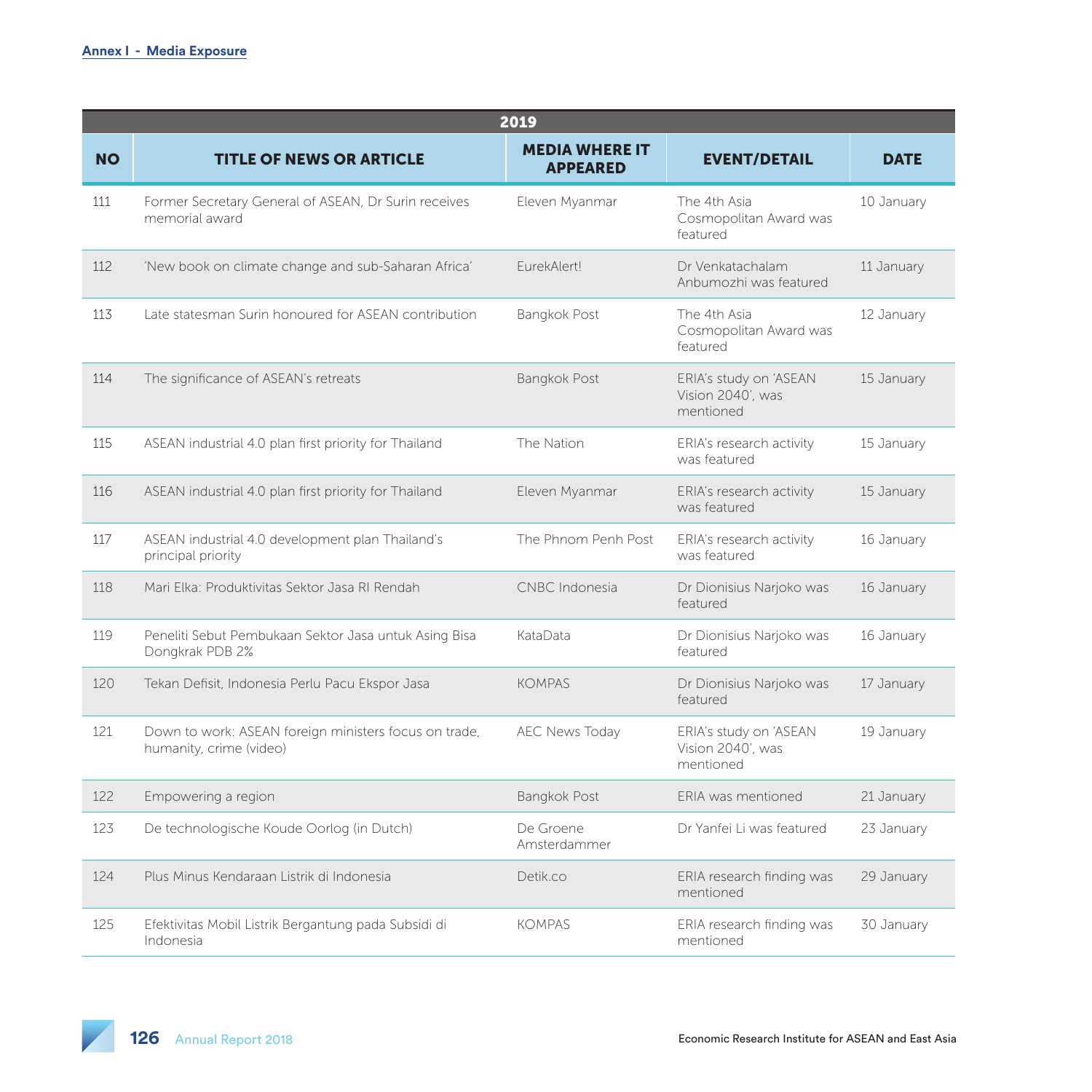Annex I - Media Exposure

| 2019 | | | | |
|---|---|---|---|---|
| NO | TITLE OF NEWS OR ARTICLE | MEDIA WHERE IT APPEARED | EVENT/DETAIL | DATE |
| 111 | Former Secretary General of ASEAN, Dr Surin receives memorial award | Eleven Myanmar | The 4th Asia Cosmopolitan Award was featured | 10 January |
| 112 | 'New book on climate change and sub-Saharan Africa' | EurekAlert! | Dr Venkatachalam Anbumozhi was featured | 11 January |
| 113 | Late statesman Surin honoured for ASEAN contribution | Bangkok Post | The 4th Asia Cosmopolitan Award was featured | 12 January |
| 114 | The significance of ASEAN's retreats | Bangkok Post | ERIA's study on 'ASEAN Vision 2040', was mentioned | 15 January |
| 115 | ASEAN industrial 4.0 plan first priority for Thailand | The Nation | ERIA's research activity was featured | 15 January |
| 116 | ASEAN industrial 4.0 plan first priority for Thailand | Eleven Myanmar | ERIA's research activity was featured | 15 January |
| 117 | ASEAN industrial 4.0 development plan Thailand's principal priority | The Phnom Penh Post | ERIA's research activity was featured | 16 January |
| 118 | Mari Elka: Produktivitas Sektor Jasa RI Rendah | CNBC Indonesia | Dr Dionisius Narjoko was featured | 16 January |
| 119 | Peneliti Sebut Pembukaan Sektor Jasa untuk Asing Bisa Dongkrak PDB 2% | KataData | Dr Dionisius Narjoko was featured | 16 January |
| 120 | Tekan Defisit, Indonesia Perlu Pacu Ekspor Jasa | KOMPAS | Dr Dionisius Narjoko was featured | 17 January |
| 121 | Down to work: ASEAN foreign ministers focus on trade, humanity, crime (video) | AEC News Today | ERIA's study on 'ASEAN Vision 2040', was mentioned | 19 January |
| 122 | Empowering a region | Bangkok Post | ERIA was mentioned | 21 January |
| 123 | De technologische Koude Oorlog (in Dutch) | De Groene Amsterdammer | Dr Yanfei Li was featured | 23 January |
| 124 | Plus Minus Kendaraan Listrik di Indonesia | Detik.co | ERIA research finding was mentioned | 29 January |
| 125 | Efektivitas Mobil Listrik Bergantung pada Subsidi di Indonesia | KOMPAS | ERIA research finding was mentioned | 30 January |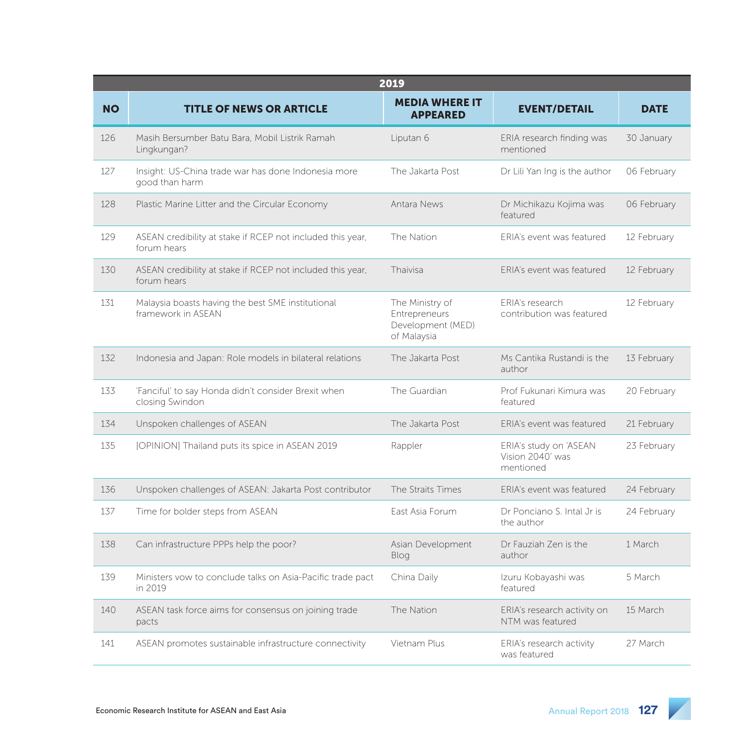| 2019 | | | | |
| --- | --- | --- | --- | --- |
| **NO** | **TITLE OF NEWS OR ARTICLE** | **MEDIA WHERE IT APPEARED** | **EVENT/DETAIL** | **DATE** |
| 126 | Masih Bersumber Batu Bara, Mobil Listrik Ramah Lingkungan? | Liputan 6 | ERIA research finding was mentioned | 30 January |
| 127 | Insight: US-China trade war has done Indonesia more good than harm | The Jakarta Post | Dr Lili Yan Ing is the author | 06 February |
| 128 | Plastic Marine Litter and the Circular Economy | Antara News | Dr Michikazu Kojima was featured | 06 February |
| 129 | ASEAN credibility at stake if RCEP not included this year, forum hears | The Nation | ERIA's event was featured | 12 February |
| 130 | ASEAN credibility at stake if RCEP not included this year, forum hears | Thaivisa | ERIA's event was featured | 12 February |
| 131 | Malaysia boasts having the best SME institutional framework in ASEAN | The Ministry of Entrepreneurs Development (MED) of Malaysia | ERIA's research contribution was featured | 12 February |
| 132 | Indonesia and Japan: Role models in bilateral relations | The Jakarta Post | Ms Cantika Rustandi is the author | 13 February |
| 133 | 'Fanciful' to say Honda didn't consider Brexit when closing Swindon | The Guardian | Prof Fukunari Kimura was featured | 20 February |
| 134 | Unspoken challenges of ASEAN | The Jakarta Post | ERIA's event was featured | 21 February |
| 135 | [OPINION] Thailand puts its spice in ASEAN 2019 | Rappler | ERIA's study on 'ASEAN Vision 2040' was mentioned | 23 February |
| 136 | Unspoken challenges of ASEAN: Jakarta Post contributor | The Straits Times | ERIA's event was featured | 24 February |
| 137 | Time for bolder steps from ASEAN | East Asia Forum | Dr Ponciano S. Intal Jr is the author | 24 February |
| 138 | Can infrastructure PPPs help the poor? | Asian Development Blog | Dr Fauziah Zen is the author | 1 March |
| 139 | Ministers vow to conclude talks on Asia-Pacific trade pact in 2019 | China Daily | Izuru Kobayashi was featured | 5 March |
| 140 | ASEAN task force aims for consensus on joining trade pacts | The Nation | ERIA's research activity on NTM was featured | 15 March |
| 141 | ASEAN promotes sustainable infrastructure connectivity | Vietnam Plus | ERIA's research activity was featured | 27 March |